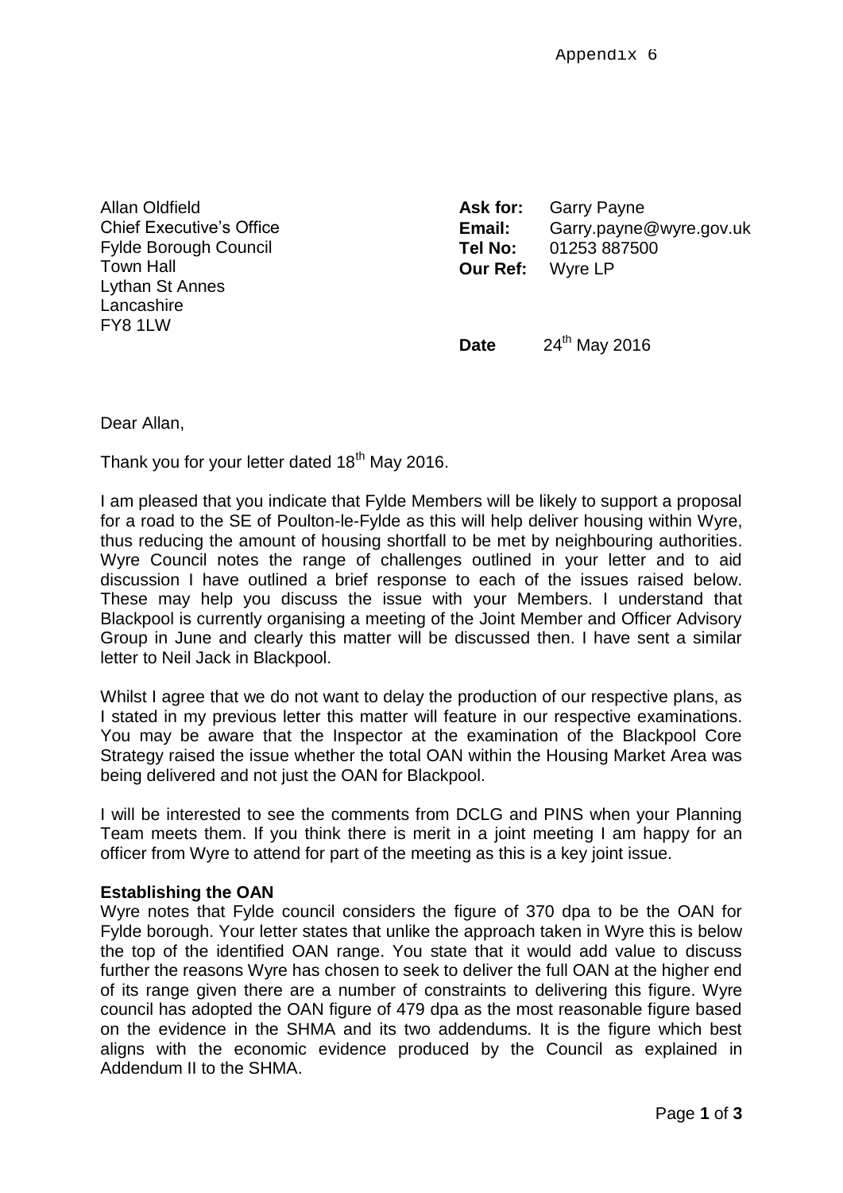Appendix 6

Allan Oldfield
Chief Executive's Office
Fylde Borough Council
Town Hall
Lythan St Annes
Lancashire
FY8 1LW

**Ask for:** Garry Payne
**Email:** Garry.payne@wyre.gov.uk
**Tel No:** 01253 887500
**Our Ref:** Wyre LP

**Date** 24th May 2016

Dear Allan,

Thank you for your letter dated 18th May 2016.

I am pleased that you indicate that Fylde Members will be likely to support a proposal for a road to the SE of Poulton-le-Fylde as this will help deliver housing within Wyre, thus reducing the amount of housing shortfall to be met by neighbouring authorities. Wyre Council notes the range of challenges outlined in your letter and to aid discussion I have outlined a brief response to each of the issues raised below. These may help you discuss the issue with your Members. I understand that Blackpool is currently organising a meeting of the Joint Member and Officer Advisory Group in June and clearly this matter will be discussed then. I have sent a similar letter to Neil Jack in Blackpool.

Whilst I agree that we do not want to delay the production of our respective plans, as I stated in my previous letter this matter will feature in our respective examinations. You may be aware that the Inspector at the examination of the Blackpool Core Strategy raised the issue whether the total OAN within the Housing Market Area was being delivered and not just the OAN for Blackpool.

I will be interested to see the comments from DCLG and PINS when your Planning Team meets them. If you think there is merit in a joint meeting I am happy for an officer from Wyre to attend for part of the meeting as this is a key joint issue.

**Establishing the OAN**

Wyre notes that Fylde council considers the figure of 370 dpa to be the OAN for Fylde borough. Your letter states that unlike the approach taken in Wyre this is below the top of the identified OAN range. You state that it would add value to discuss further the reasons Wyre has chosen to seek to deliver the full OAN at the higher end of its range given there are a number of constraints to delivering this figure. Wyre council has adopted the OAN figure of 479 dpa as the most reasonable figure based on the evidence in the SHMA and its two addendums. It is the figure which best aligns with the economic evidence produced by the Council as explained in Addendum II to the SHMA.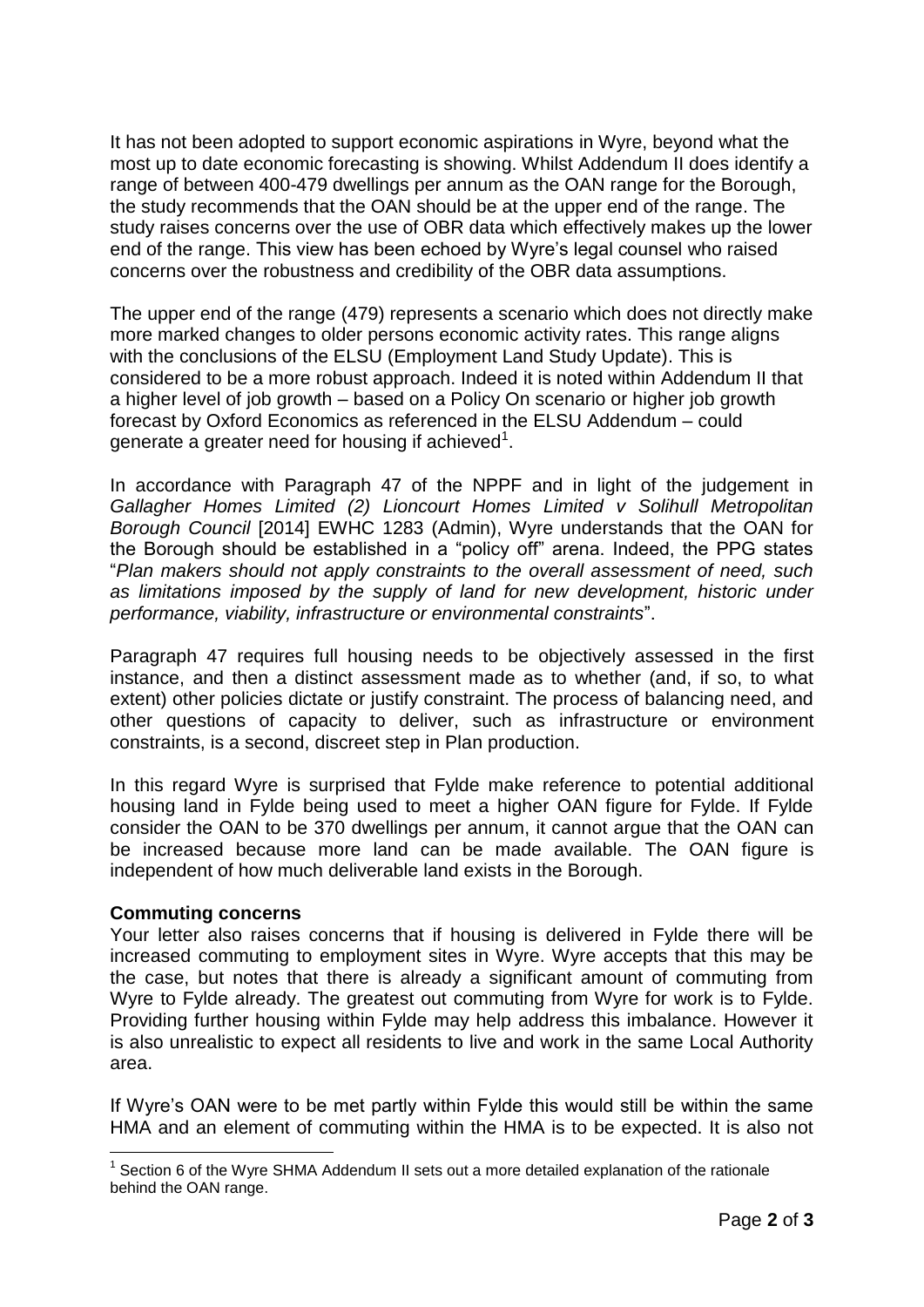It has not been adopted to support economic aspirations in Wyre, beyond what the most up to date economic forecasting is showing. Whilst Addendum II does identify a range of between 400-479 dwellings per annum as the OAN range for the Borough, the study recommends that the OAN should be at the upper end of the range. The study raises concerns over the use of OBR data which effectively makes up the lower end of the range. This view has been echoed by Wyre's legal counsel who raised concerns over the robustness and credibility of the OBR data assumptions.

The upper end of the range (479) represents a scenario which does not directly make more marked changes to older persons economic activity rates. This range aligns with the conclusions of the ELSU (Employment Land Study Update). This is considered to be a more robust approach. Indeed it is noted within Addendum II that a higher level of job growth – based on a Policy On scenario or higher job growth forecast by Oxford Economics as referenced in the ELSU Addendum – could generate a greater need for housing if achieved[1].

In accordance with Paragraph 47 of the NPPF and in light of the judgement in *Gallagher Homes Limited (2) Lioncourt Homes Limited v Solihull Metropolitan Borough Council* [2014] EWHC 1283 (Admin), Wyre understands that the OAN for the Borough should be established in a "policy off" arena. Indeed, the PPG states "*Plan makers should not apply constraints to the overall assessment of need, such as limitations imposed by the supply of land for new development, historic under performance, viability, infrastructure or environmental constraints*".

Paragraph 47 requires full housing needs to be objectively assessed in the first instance, and then a distinct assessment made as to whether (and, if so, to what extent) other policies dictate or justify constraint. The process of balancing need, and other questions of capacity to deliver, such as infrastructure or environment constraints, is a second, discreet step in Plan production.

In this regard Wyre is surprised that Fylde make reference to potential additional housing land in Fylde being used to meet a higher OAN figure for Fylde. If Fylde consider the OAN to be 370 dwellings per annum, it cannot argue that the OAN can be increased because more land can be made available. The OAN figure is independent of how much deliverable land exists in the Borough.

**Commuting concerns**

Your letter also raises concerns that if housing is delivered in Fylde there will be increased commuting to employment sites in Wyre. Wyre accepts that this may be the case, but notes that there is already a significant amount of commuting from Wyre to Fylde already. The greatest out commuting from Wyre for work is to Fylde. Providing further housing within Fylde may help address this imbalance. However it is also unrealistic to expect all residents to live and work in the same Local Authority area.

If Wyre's OAN were to be met partly within Fylde this would still be within the same HMA and an element of commuting within the HMA is to be expected. It is also not

[1] Section 6 of the Wyre SHMA Addendum II sets out a more detailed explanation of the rationale behind the OAN range.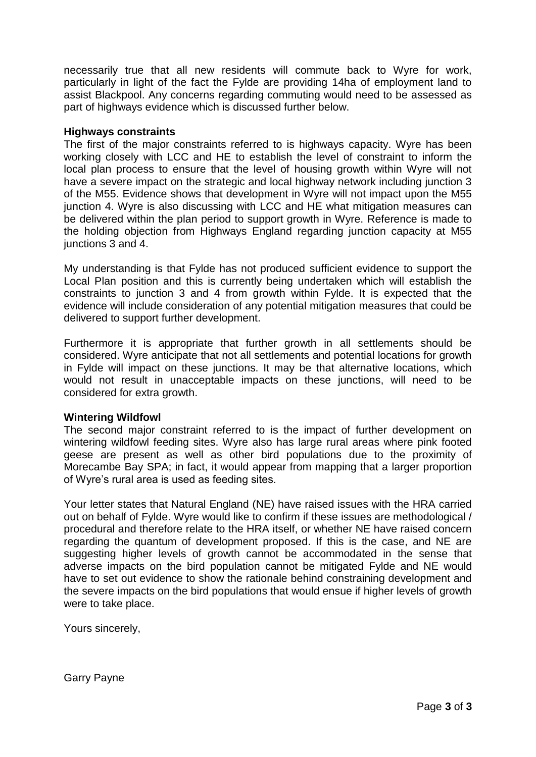necessarily true that all new residents will commute back to Wyre for work, particularly in light of the fact the Fylde are providing 14ha of employment land to assist Blackpool. Any concerns regarding commuting would need to be assessed as part of highways evidence which is discussed further below.

**Highways constraints**

The first of the major constraints referred to is highways capacity. Wyre has been working closely with LCC and HE to establish the level of constraint to inform the local plan process to ensure that the level of housing growth within Wyre will not have a severe impact on the strategic and local highway network including junction 3 of the M55. Evidence shows that development in Wyre will not impact upon the M55 junction 4. Wyre is also discussing with LCC and HE what mitigation measures can be delivered within the plan period to support growth in Wyre. Reference is made to the holding objection from Highways England regarding junction capacity at M55 junctions 3 and 4.

My understanding is that Fylde has not produced sufficient evidence to support the Local Plan position and this is currently being undertaken which will establish the constraints to junction 3 and 4 from growth within Fylde. It is expected that the evidence will include consideration of any potential mitigation measures that could be delivered to support further development.

Furthermore it is appropriate that further growth in all settlements should be considered. Wyre anticipate that not all settlements and potential locations for growth in Fylde will impact on these junctions. It may be that alternative locations, which would not result in unacceptable impacts on these junctions, will need to be considered for extra growth.

**Wintering Wildfowl**

The second major constraint referred to is the impact of further development on wintering wildfowl feeding sites. Wyre also has large rural areas where pink footed geese are present as well as other bird populations due to the proximity of Morecambe Bay SPA; in fact, it would appear from mapping that a larger proportion of Wyre's rural area is used as feeding sites.

Your letter states that Natural England (NE) have raised issues with the HRA carried out on behalf of Fylde. Wyre would like to confirm if these issues are methodological / procedural and therefore relate to the HRA itself, or whether NE have raised concern regarding the quantum of development proposed. If this is the case, and NE are suggesting higher levels of growth cannot be accommodated in the sense that adverse impacts on the bird population cannot be mitigated Fylde and NE would have to set out evidence to show the rationale behind constraining development and the severe impacts on the bird populations that would ensue if higher levels of growth were to take place.

Yours sincerely,

Garry Payne